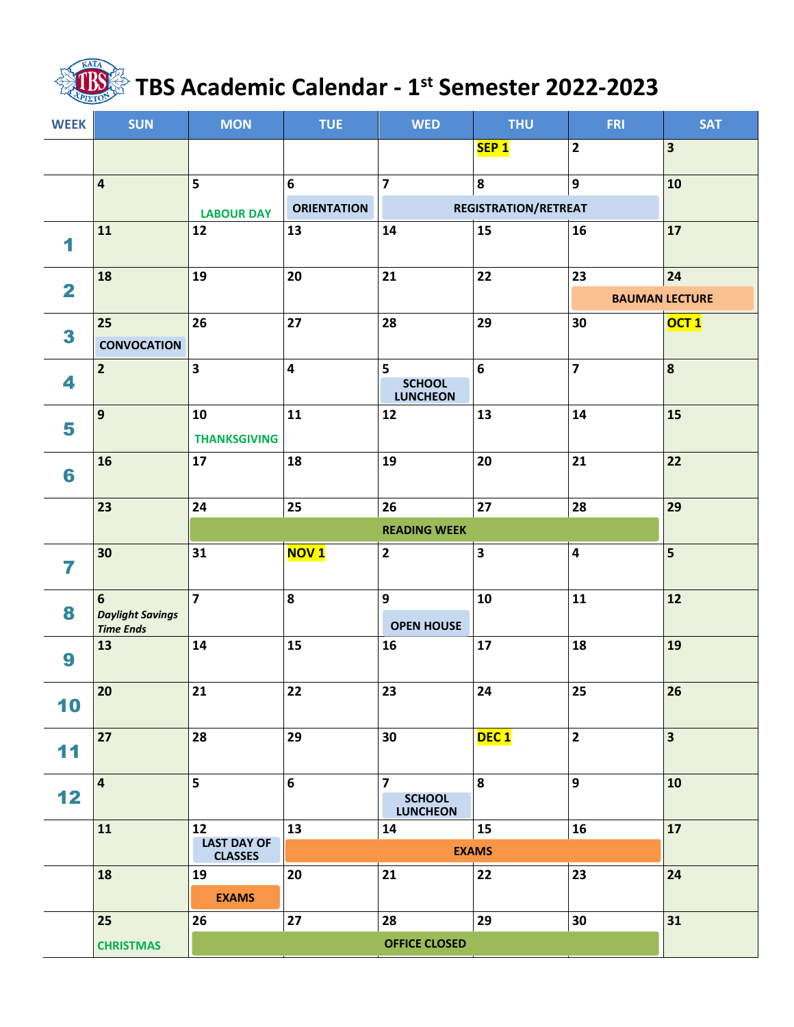# TBS Academic Calendar - 1st Semester 2022-2023

| WEEK | SUN | MON | TUE | WED | THU | FRI | SAT |
|---|---|---|---|---|---|---|---|
| | | | | | SEP 1 | 2 | 3 |
| | 4 | 5 LABOUR DAY | 6 ORIENTATION | 7 REGISTRATION/RETREAT | 8 REGISTRATION/RETREAT | 9 REGISTRATION/RETREAT | 10 |
| 1 | 11 | 12 | 13 | 14 | 15 | 16 | 17 |
| 2 | 18 | 19 | 20 | 21 | 22 | 23 BAUMAN LECTURE | 24 BAUMAN LECTURE |
| 3 | 25 CONVOCATION | 26 | 27 | 28 | 29 | 30 | OCT 1 |
| 4 | 2 | 3 | 4 | 5 SCHOOL LUNCHEON | 6 | 7 | 8 |
| 5 | 9 | 10 THANKSGIVING | 11 | 12 | 13 | 14 | 15 |
| 6 | 16 | 17 | 18 | 19 | 20 | 21 | 22 |
| | 23 | 24 READING WEEK | 25 READING WEEK | 26 READING WEEK | 27 READING WEEK | 28 READING WEEK | 29 |
| 7 | 30 | 31 | NOV 1 | 2 | 3 | 4 | 5 |
| 8 | 6 *Daylight Savings Time Ends* | 7 | 8 | 9 OPEN HOUSE | 10 | 11 | 12 |
| 9 | 13 | 14 | 15 | 16 | 17 | 18 | 19 |
| 10 | 20 | 21 | 22 | 23 | 24 | 25 | 26 |
| 11 | 27 | 28 | 29 | 30 | DEC 1 | 2 | 3 |
| 12 | 4 | 5 | 6 | 7 SCHOOL LUNCHEON | 8 | 9 | 10 |
| | 11 | 12 LAST DAY OF CLASSES | 13 EXAMS | 14 EXAMS | 15 EXAMS | 16 EXAMS | 17 |
| | 18 | 19 EXAMS | 20 | 21 | 22 | 23 | 24 |
| | 25 CHRISTMAS | 26 OFFICE CLOSED | 27 OFFICE CLOSED | 28 OFFICE CLOSED | 29 OFFICE CLOSED | 30 OFFICE CLOSED | 31 |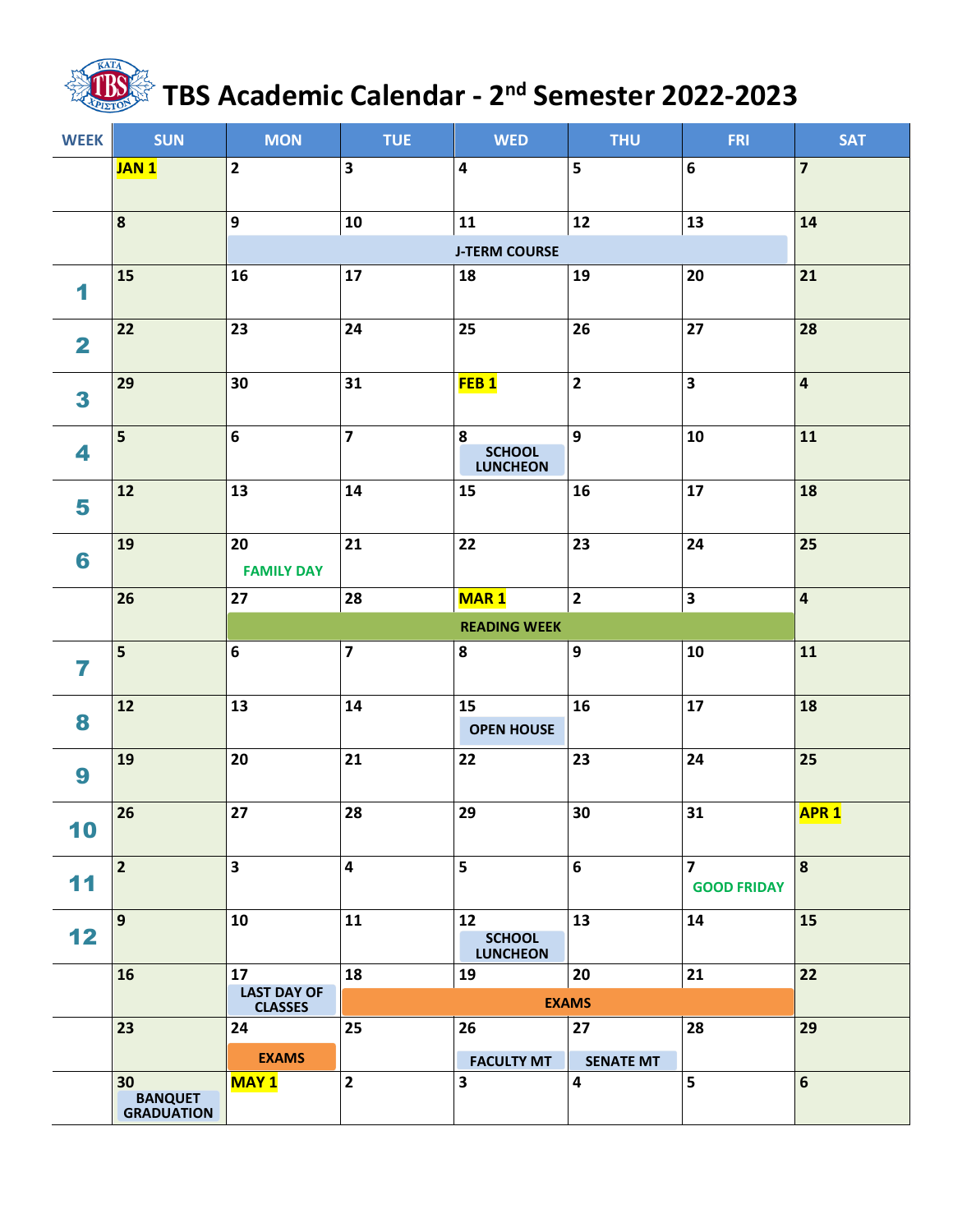# TBS Academic Calendar - 2nd Semester 2022-2023

| WEEK | SUN | MON | TUE | WED | THU | FRI | SAT |
|---|---|---|---|---|---|---|---|
| | JAN 1 | 2 | 3 | 4 | 5 | 6 | 7 |
| | 8 | 9 J-TERM COURSE | 10 J-TERM COURSE | 11 J-TERM COURSE | 12 J-TERM COURSE | 13 J-TERM COURSE | 14 |
| 1 | 15 | 16 | 17 | 18 | 19 | 20 | 21 |
| 2 | 22 | 23 | 24 | 25 | 26 | 27 | 28 |
| 3 | 29 | 30 | 31 | FEB 1 | 2 | 3 | 4 |
| 4 | 5 | 6 | 7 | 8 SCHOOL LUNCHEON | 9 | 10 | 11 |
| 5 | 12 | 13 | 14 | 15 | 16 | 17 | 18 |
| 6 | 19 | 20 FAMILY DAY | 21 | 22 | 23 | 24 | 25 |
| | 26 | 27 READING WEEK | 28 READING WEEK | MAR 1 READING WEEK | 2 READING WEEK | 3 READING WEEK | 4 |
| 7 | 5 | 6 | 7 | 8 | 9 | 10 | 11 |
| 8 | 12 | 13 | 14 | 15 OPEN HOUSE | 16 | 17 | 18 |
| 9 | 19 | 20 | 21 | 22 | 23 | 24 | 25 |
| 10 | 26 | 27 | 28 | 29 | 30 | 31 | APR 1 |
| 11 | 2 | 3 | 4 | 5 | 6 | 7 GOOD FRIDAY | 8 |
| 12 | 9 | 10 | 11 | 12 SCHOOL LUNCHEON | 13 | 14 | 15 |
| | 16 | 17 LAST DAY OF CLASSES | 18 EXAMS | 19 EXAMS | 20 EXAMS | 21 EXAMS | 22 |
| | 23 | 24 EXAMS | 25 | 26 FACULTY MT | 27 SENATE MT | 28 | 29 |
| | 30 BANQUET GRADUATION | MAY 1 | 2 | 3 | 4 | 5 | 6 |